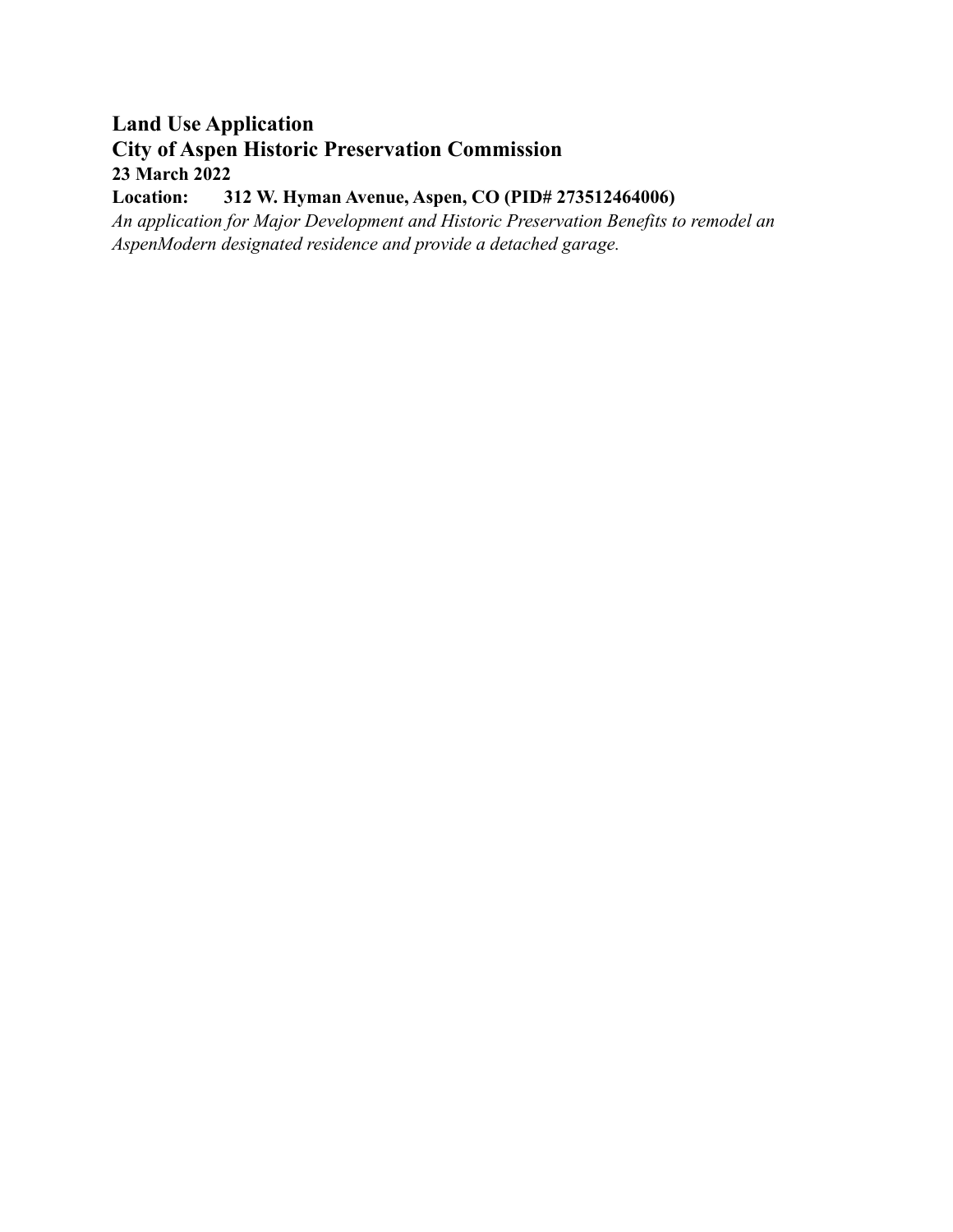**Land Use Application**
**City of Aspen Historic Preservation Commission**
**23 March 2022**
**Location: 312 W. Hyman Avenue, Aspen, CO (PID# 273512464006)**

*An application for Major Development and Historic Preservation Benefits to remodel an AspenModern designated residence and provide a detached garage.*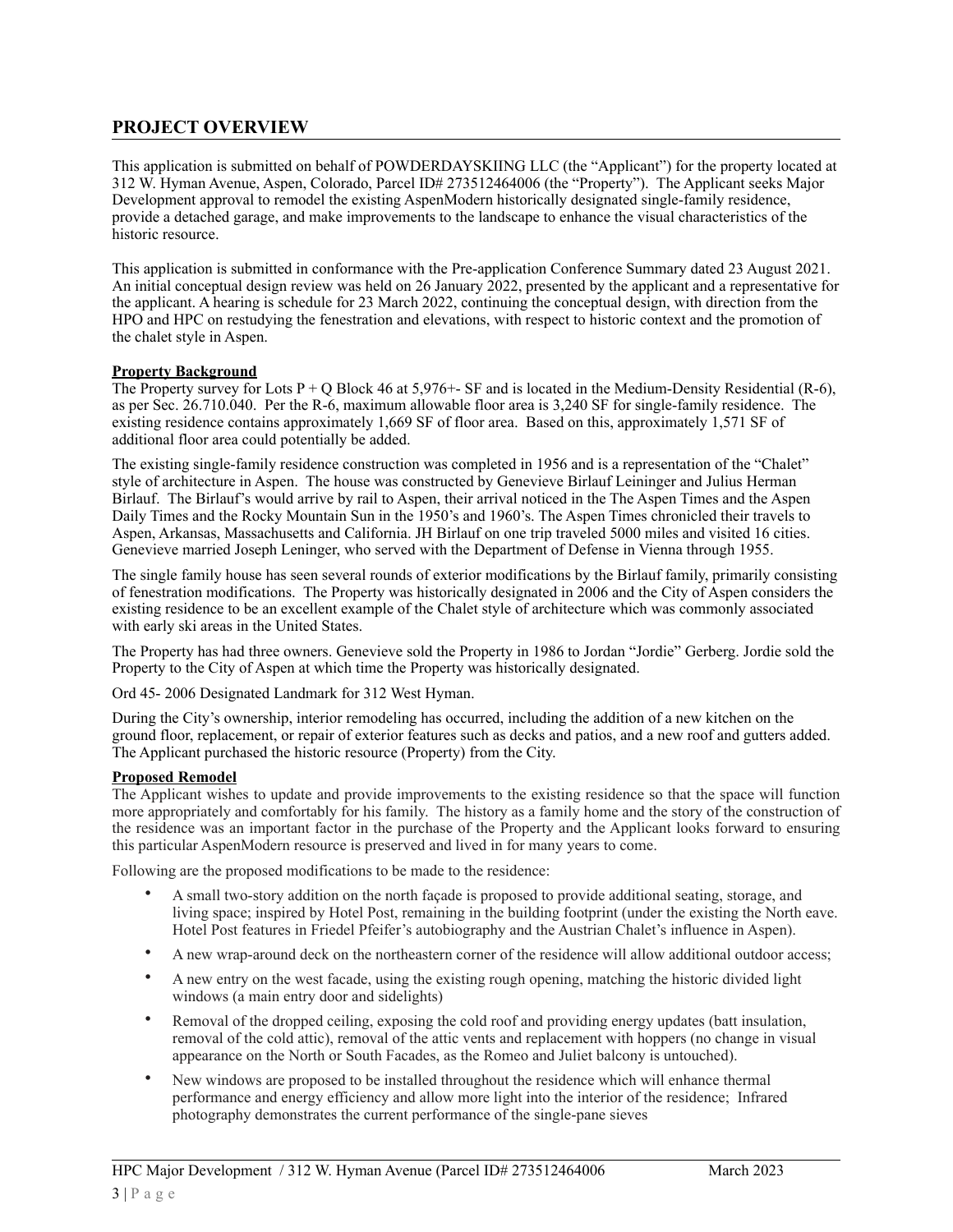## PROJECT OVERVIEW

This application is submitted on behalf of POWDERDAYSKIING LLC (the "Applicant") for the property located at 312 W. Hyman Avenue, Aspen, Colorado, Parcel ID# 273512464006 (the "Property"). The Applicant seeks Major Development approval to remodel the existing AspenModern historically designated single-family residence, provide a detached garage, and make improvements to the landscape to enhance the visual characteristics of the historic resource.

This application is submitted in conformance with the Pre-application Conference Summary dated 23 August 2021. An initial conceptual design review was held on 26 January 2022, presented by the applicant and a representative for the applicant. A hearing is schedule for 23 March 2022, continuing the conceptual design, with direction from the HPO and HPC on restudying the fenestration and elevations, with respect to historic context and the promotion of the chalet style in Aspen.

**Property Background**

The Property survey for Lots P + Q Block 46 at 5,976+- SF and is located in the Medium-Density Residential (R-6), as per Sec. 26.710.040. Per the R-6, maximum allowable floor area is 3,240 SF for single-family residence. The existing residence contains approximately 1,669 SF of floor area. Based on this, approximately 1,571 SF of additional floor area could potentially be added.

The existing single-family residence construction was completed in 1956 and is a representation of the "Chalet" style of architecture in Aspen. The house was constructed by Genevieve Birlauf Leininger and Julius Herman Birlauf. The Birlauf's would arrive by rail to Aspen, their arrival noticed in the The Aspen Times and the Aspen Daily Times and the Rocky Mountain Sun in the 1950's and 1960's. The Aspen Times chronicled their travels to Aspen, Arkansas, Massachusetts and California. JH Birlauf on one trip traveled 5000 miles and visited 16 cities. Genevieve married Joseph Leninger, who served with the Department of Defense in Vienna through 1955.

The single family house has seen several rounds of exterior modifications by the Birlauf family, primarily consisting of fenestration modifications. The Property was historically designated in 2006 and the City of Aspen considers the existing residence to be an excellent example of the Chalet style of architecture which was commonly associated with early ski areas in the United States.

The Property has had three owners. Genevieve sold the Property in 1986 to Jordan "Jordie" Gerberg. Jordie sold the Property to the City of Aspen at which time the Property was historically designated.

Ord 45- 2006 Designated Landmark for 312 West Hyman.

During the City's ownership, interior remodeling has occurred, including the addition of a new kitchen on the ground floor, replacement, or repair of exterior features such as decks and patios, and a new roof and gutters added. The Applicant purchased the historic resource (Property) from the City.

**Proposed Remodel**

The Applicant wishes to update and provide improvements to the existing residence so that the space will function more appropriately and comfortably for his family. The history as a family home and the story of the construction of the residence was an important factor in the purchase of the Property and the Applicant looks forward to ensuring this particular AspenModern resource is preserved and lived in for many years to come.

Following are the proposed modifications to be made to the residence:

- A small two-story addition on the north façade is proposed to provide additional seating, storage, and living space; inspired by Hotel Post, remaining in the building footprint (under the existing the North eave. Hotel Post features in Friedel Pfeifer's autobiography and the Austrian Chalet's influence in Aspen).
- A new wrap-around deck on the northeastern corner of the residence will allow additional outdoor access;
- A new entry on the west facade, using the existing rough opening, matching the historic divided light windows (a main entry door and sidelights)
- Removal of the dropped ceiling, exposing the cold roof and providing energy updates (batt insulation, removal of the cold attic), removal of the attic vents and replacement with hoppers (no change in visual appearance on the North or South Facades, as the Romeo and Juliet balcony is untouched).
- New windows are proposed to be installed throughout the residence which will enhance thermal performance and energy efficiency and allow more light into the interior of the residence; Infrared photography demonstrates the current performance of the single-pane sieves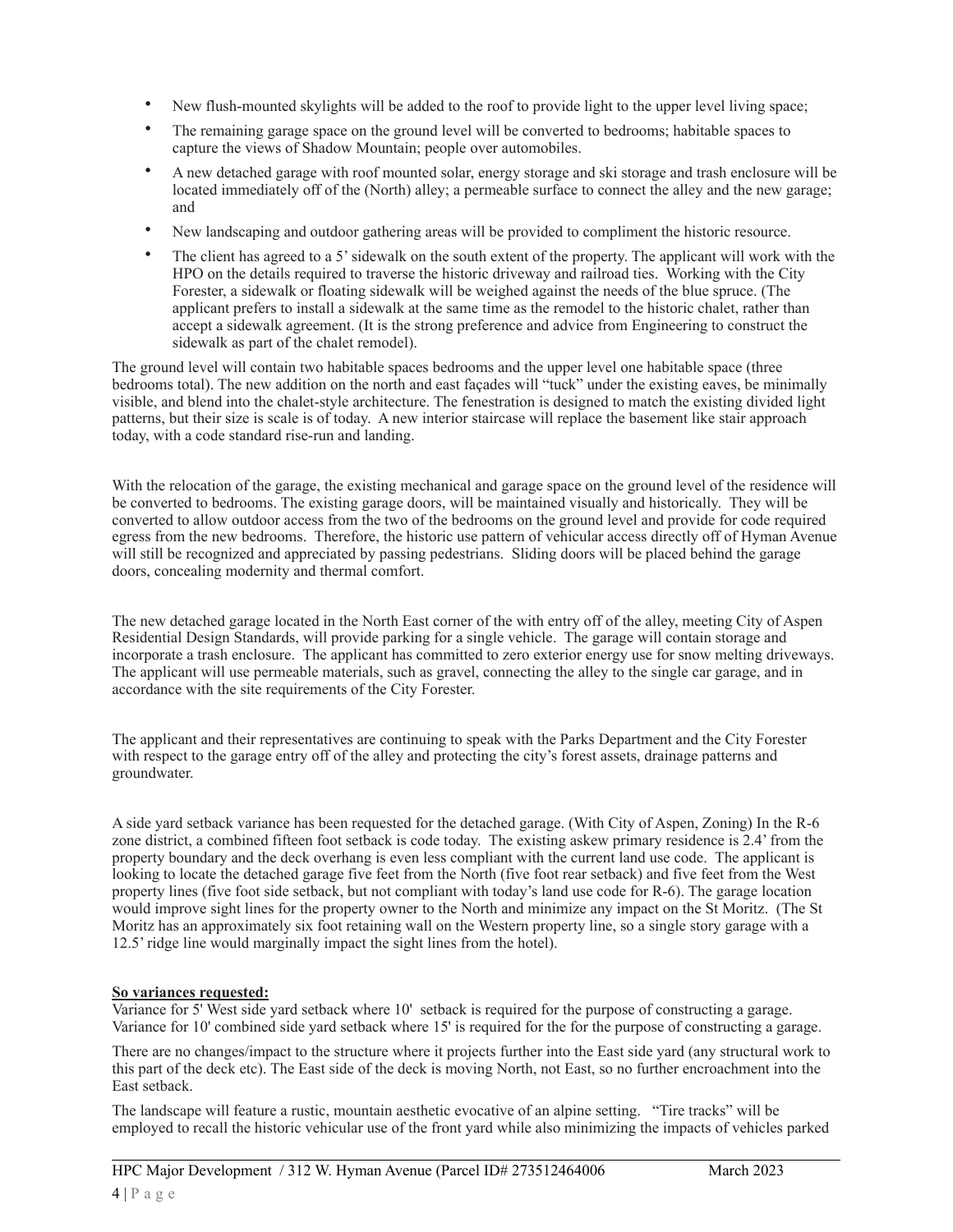- New flush-mounted skylights will be added to the roof to provide light to the upper level living space;
- The remaining garage space on the ground level will be converted to bedrooms; habitable spaces to capture the views of Shadow Mountain; people over automobiles.
- A new detached garage with roof mounted solar, energy storage and ski storage and trash enclosure will be located immediately off of the (North) alley; a permeable surface to connect the alley and the new garage; and
- New landscaping and outdoor gathering areas will be provided to compliment the historic resource.
- The client has agreed to a 5' sidewalk on the south extent of the property. The applicant will work with the HPO on the details required to traverse the historic driveway and railroad ties. Working with the City Forester, a sidewalk or floating sidewalk will be weighed against the needs of the blue spruce. (The applicant prefers to install a sidewalk at the same time as the remodel to the historic chalet, rather than accept a sidewalk agreement. (It is the strong preference and advice from Engineering to construct the sidewalk as part of the chalet remodel).

The ground level will contain two habitable spaces bedrooms and the upper level one habitable space (three bedrooms total). The new addition on the north and east façades will "tuck" under the existing eaves, be minimally visible, and blend into the chalet-style architecture. The fenestration is designed to match the existing divided light patterns, but their size is scale is of today. A new interior staircase will replace the basement like stair approach today, with a code standard rise-run and landing.

With the relocation of the garage, the existing mechanical and garage space on the ground level of the residence will be converted to bedrooms. The existing garage doors, will be maintained visually and historically. They will be converted to allow outdoor access from the two of the bedrooms on the ground level and provide for code required egress from the new bedrooms. Therefore, the historic use pattern of vehicular access directly off of Hyman Avenue will still be recognized and appreciated by passing pedestrians. Sliding doors will be placed behind the garage doors, concealing modernity and thermal comfort.

The new detached garage located in the North East corner of the with entry off of the alley, meeting City of Aspen Residential Design Standards, will provide parking for a single vehicle. The garage will contain storage and incorporate a trash enclosure. The applicant has committed to zero exterior energy use for snow melting driveways. The applicant will use permeable materials, such as gravel, connecting the alley to the single car garage, and in accordance with the site requirements of the City Forester.

The applicant and their representatives are continuing to speak with the Parks Department and the City Forester with respect to the garage entry off of the alley and protecting the city's forest assets, drainage patterns and groundwater.

A side yard setback variance has been requested for the detached garage. (With City of Aspen, Zoning) In the R-6 zone district, a combined fifteen foot setback is code today. The existing askew primary residence is 2.4' from the property boundary and the deck overhang is even less compliant with the current land use code. The applicant is looking to locate the detached garage five feet from the North (five foot rear setback) and five feet from the West property lines (five foot side setback, but not compliant with today's land use code for R-6). The garage location would improve sight lines for the property owner to the North and minimize any impact on the St Moritz. (The St Moritz has an approximately six foot retaining wall on the Western property line, so a single story garage with a 12.5' ridge line would marginally impact the sight lines from the hotel).

**So variances requested:**
Variance for 5' West side yard setback where 10' setback is required for the purpose of constructing a garage.
Variance for 10' combined side yard setback where 15' is required for the for the purpose of constructing a garage.

There are no changes/impact to the structure where it projects further into the East side yard (any structural work to this part of the deck etc). The East side of the deck is moving North, not East, so no further encroachment into the East setback.

The landscape will feature a rustic, mountain aesthetic evocative of an alpine setting. "Tire tracks" will be employed to recall the historic vehicular use of the front yard while also minimizing the impacts of vehicles parked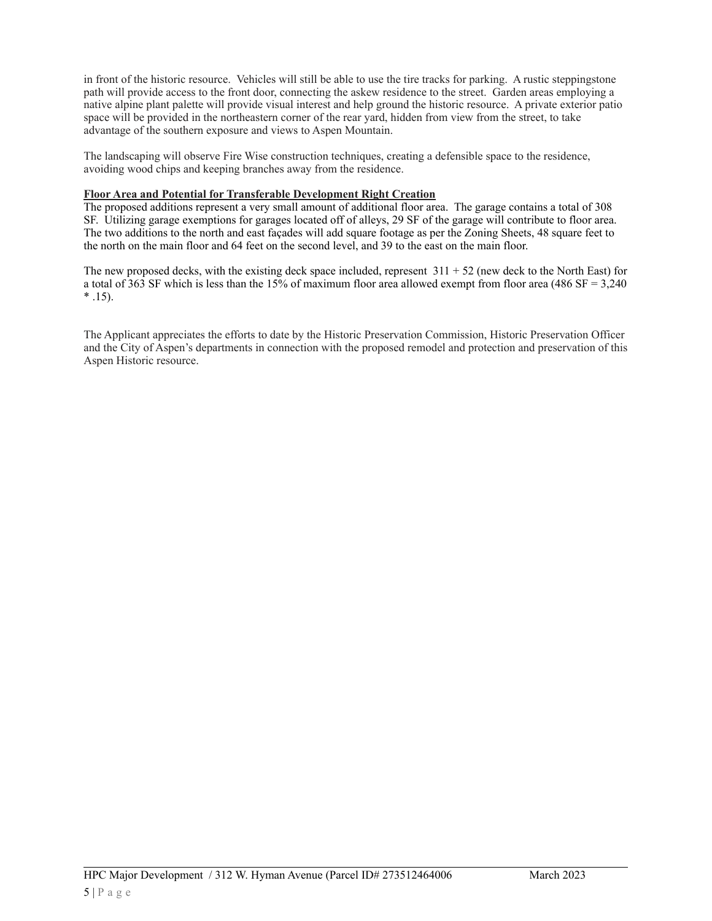in front of the historic resource. Vehicles will still be able to use the tire tracks for parking. A rustic steppingstone path will provide access to the front door, connecting the askew residence to the street. Garden areas employing a native alpine plant palette will provide visual interest and help ground the historic resource. A private exterior patio space will be provided in the northeastern corner of the rear yard, hidden from view from the street, to take advantage of the southern exposure and views to Aspen Mountain.

The landscaping will observe Fire Wise construction techniques, creating a defensible space to the residence, avoiding wood chips and keeping branches away from the residence.

**Floor Area and Potential for Transferable Development Right Creation**

The proposed additions represent a very small amount of additional floor area. The garage contains a total of 308 SF. Utilizing garage exemptions for garages located off of alleys, 29 SF of the garage will contribute to floor area. The two additions to the north and east façades will add square footage as per the Zoning Sheets, 48 square feet to the north on the main floor and 64 feet on the second level, and 39 to the east on the main floor.

The new proposed decks, with the existing deck space included, represent 311 + 52 (new deck to the North East) for a total of 363 SF which is less than the 15% of maximum floor area allowed exempt from floor area (486 SF = 3,240 * .15).

The Applicant appreciates the efforts to date by the Historic Preservation Commission, Historic Preservation Officer and the City of Aspen's departments in connection with the proposed remodel and protection and preservation of this Aspen Historic resource.